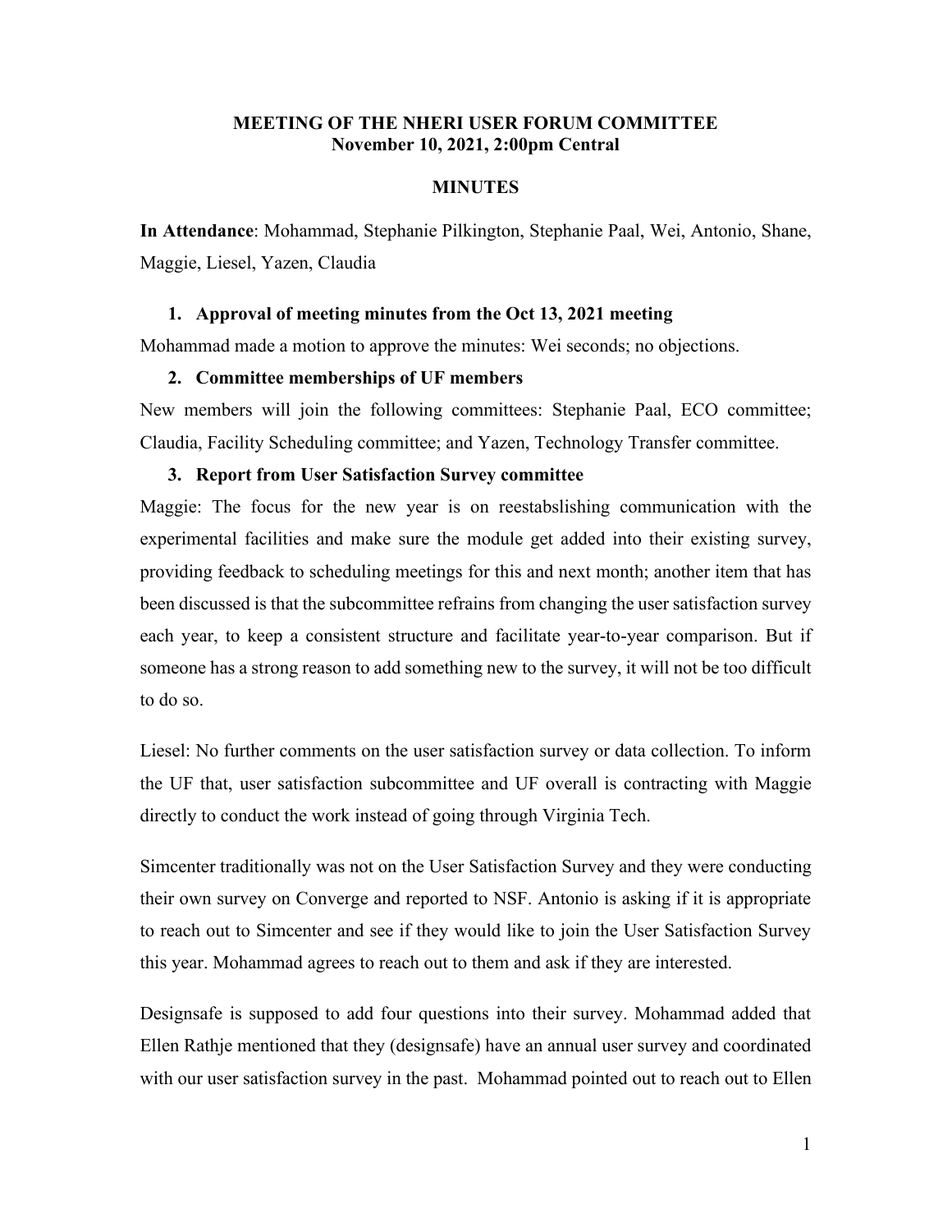**MEETING OF THE NHERI USER FORUM COMMITTEE**
**November 10, 2021, 2:00pm Central**

**MINUTES**

**In Attendance**: Mohammad, Stephanie Pilkington, Stephanie Paal, Wei, Antonio, Shane, Maggie, Liesel, Yazen, Claudia

1. **Approval of meeting minutes from the Oct 13, 2021 meeting**

Mohammad made a motion to approve the minutes: Wei seconds; no objections.

2. **Committee memberships of UF members**

New members will join the following committees: Stephanie Paal, ECO committee; Claudia, Facility Scheduling committee; and Yazen, Technology Transfer committee.

3. **Report from User Satisfaction Survey committee**

Maggie: The focus for the new year is on reestabslishing communication with the experimental facilities and make sure the module get added into their existing survey, providing feedback to scheduling meetings for this and next month; another item that has been discussed is that the subcommittee refrains from changing the user satisfaction survey each year, to keep a consistent structure and facilitate year-to-year comparison. But if someone has a strong reason to add something new to the survey, it will not be too difficult to do so.

Liesel: No further comments on the user satisfaction survey or data collection. To inform the UF that, user satisfaction subcommittee and UF overall is contracting with Maggie directly to conduct the work instead of going through Virginia Tech.

Simcenter traditionally was not on the User Satisfaction Survey and they were conducting their own survey on Converge and reported to NSF. Antonio is asking if it is appropriate to reach out to Simcenter and see if they would like to join the User Satisfaction Survey this year. Mohammad agrees to reach out to them and ask if they are interested.

Designsafe is supposed to add four questions into their survey. Mohammad added that Ellen Rathje mentioned that they (designsafe) have an annual user survey and coordinated with our user satisfaction survey in the past. Mohammad pointed out to reach out to Ellen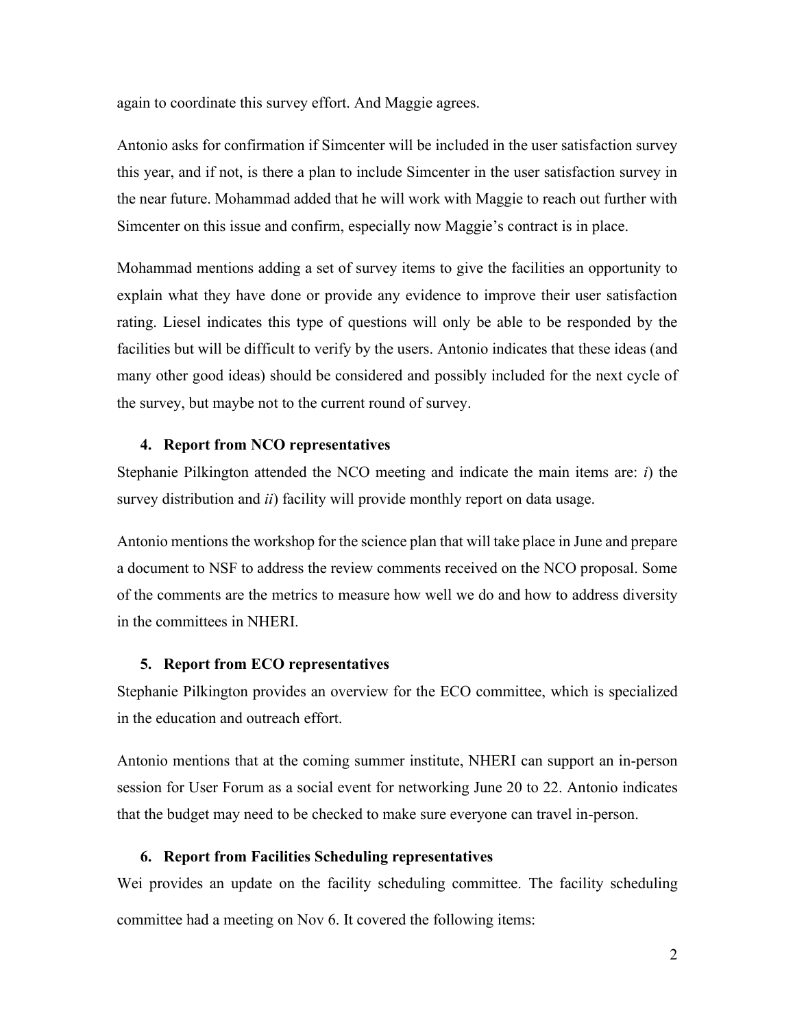again to coordinate this survey effort. And Maggie agrees.

Antonio asks for confirmation if Simcenter will be included in the user satisfaction survey this year, and if not, is there a plan to include Simcenter in the user satisfaction survey in the near future. Mohammad added that he will work with Maggie to reach out further with Simcenter on this issue and confirm, especially now Maggie's contract is in place.

Mohammad mentions adding a set of survey items to give the facilities an opportunity to explain what they have done or provide any evidence to improve their user satisfaction rating. Liesel indicates this type of questions will only be able to be responded by the facilities but will be difficult to verify by the users. Antonio indicates that these ideas (and many other good ideas) should be considered and possibly included for the next cycle of the survey, but maybe not to the current round of survey.

## 4. Report from NCO representatives

Stephanie Pilkington attended the NCO meeting and indicate the main items are: *i*) the survey distribution and *ii*) facility will provide monthly report on data usage.

Antonio mentions the workshop for the science plan that will take place in June and prepare a document to NSF to address the review comments received on the NCO proposal. Some of the comments are the metrics to measure how well we do and how to address diversity in the committees in NHERI.

## 5. Report from ECO representatives

Stephanie Pilkington provides an overview for the ECO committee, which is specialized in the education and outreach effort.

Antonio mentions that at the coming summer institute, NHERI can support an in-person session for User Forum as a social event for networking June 20 to 22. Antonio indicates that the budget may need to be checked to make sure everyone can travel in-person.

## 6. Report from Facilities Scheduling representatives

Wei provides an update on the facility scheduling committee. The facility scheduling committee had a meeting on Nov 6. It covered the following items: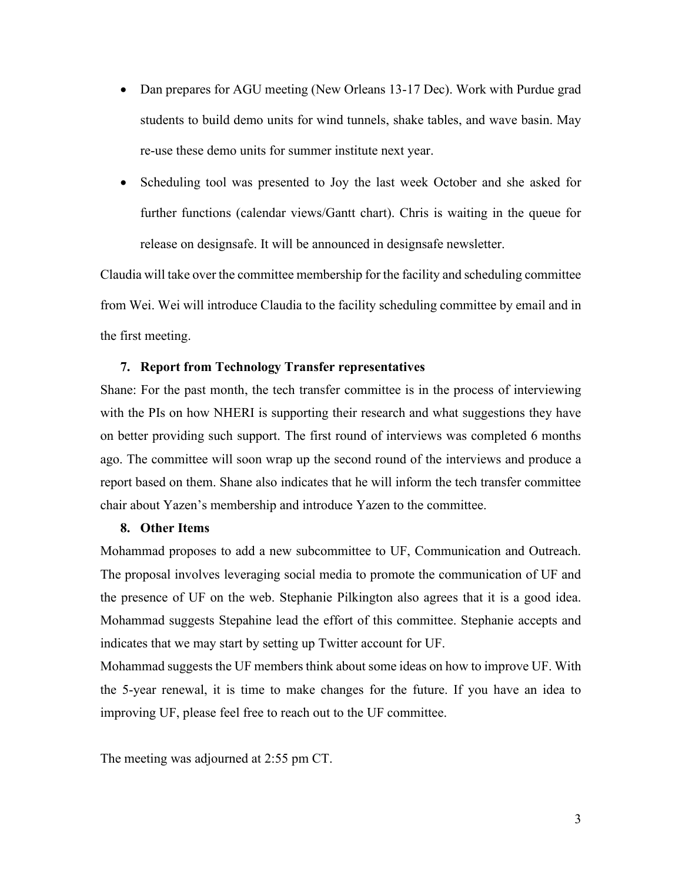- Dan prepares for AGU meeting (New Orleans 13-17 Dec). Work with Purdue grad students to build demo units for wind tunnels, shake tables, and wave basin. May re-use these demo units for summer institute next year.
- Scheduling tool was presented to Joy the last week October and she asked for further functions (calendar views/Gantt chart). Chris is waiting in the queue for release on designsafe. It will be announced in designsafe newsletter.

Claudia will take over the committee membership for the facility and scheduling committee from Wei. Wei will introduce Claudia to the facility scheduling committee by email and in the first meeting.

**7. Report from Technology Transfer representatives**

Shane: For the past month, the tech transfer committee is in the process of interviewing with the PIs on how NHERI is supporting their research and what suggestions they have on better providing such support. The first round of interviews was completed 6 months ago. The committee will soon wrap up the second round of the interviews and produce a report based on them. Shane also indicates that he will inform the tech transfer committee chair about Yazen's membership and introduce Yazen to the committee.

**8. Other Items**

Mohammad proposes to add a new subcommittee to UF, Communication and Outreach. The proposal involves leveraging social media to promote the communication of UF and the presence of UF on the web. Stephanie Pilkington also agrees that it is a good idea. Mohammad suggests Stepahine lead the effort of this committee. Stephanie accepts and indicates that we may start by setting up Twitter account for UF.

Mohammad suggests the UF members think about some ideas on how to improve UF. With the 5-year renewal, it is time to make changes for the future. If you have an idea to improving UF, please feel free to reach out to the UF committee.

The meeting was adjourned at 2:55 pm CT.